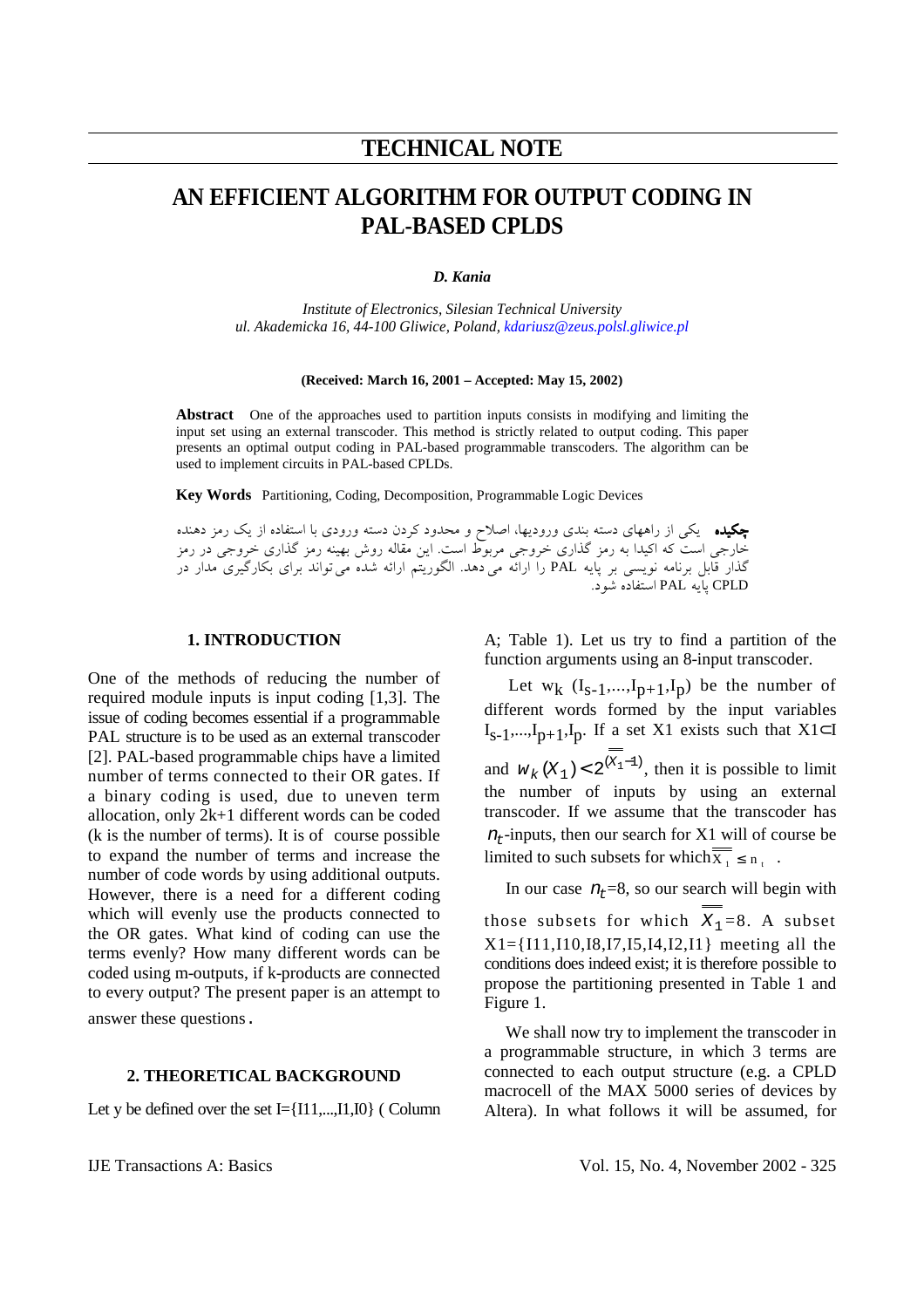# TECHNICAL NOTE

# AN EFFICIENT ALGORITHM FOR OUTPUT CODING IN PAL-BASED CPLDS

***D. Kania***

*Institute of Electronics, Silesian Technical University*
*ul. Akademicka 16, 44-100 Gliwice, Poland, kdariusz@zeus.polsl.gliwice.pl*

**(Received: March 16, 2001 – Accepted: May 15, 2002)**

**Abstract** One of the approaches used to partition inputs consists in modifying and limiting the input set using an external transcoder. This method is strictly related to output coding. This paper presents an optimal output coding in PAL-based programmable transcoders. The algorithm can be used to implement circuits in PAL-based CPLDs.

**Key Words** Partitioning, Coding, Decomposition, Programmable Logic Devices

**چکیده** یکی از راههای دسته بندی ورودیها، اصلاح و محدود کردن دسته ورودی با استفاده از یک رمز دهنده خارجی است که اکیدا به رمز گذاری خروجی مربوط است. این مقاله روش بهینه رمز گذاری خروجی در رمز گذار قابل برنامه نویسی بر پایه PAL را ارائه می دهد. الگوریتم ارائه شده می تواند برای بکارگیری مدار در CPLD پایه PAL استفاده شود.

## 1. INTRODUCTION

One of the methods of reducing the number of required module inputs is input coding [1,3]. The issue of coding becomes essential if a programmable PAL structure is to be used as an external transcoder [2]. PAL-based programmable chips have a limited number of terms connected to their OR gates. If a binary coding is used, due to uneven term allocation, only 2k+1 different words can be coded (k is the number of terms). It is of course possible to expand the number of terms and increase the number of code words by using additional outputs. However, there is a need for a different coding which will evenly use the products connected to the OR gates. What kind of coding can use the terms evenly? How many different words can be coded using m-outputs, if k-products are connected to every output? The present paper is an attempt to answer these questions.

## 2. THEORETICAL BACKGROUND

Let y be defined over the set I={I11,...,I1,I0} ( Column A; Table 1). Let us try to find a partition of the function arguments using an 8-input transcoder.

Let $w_k$ $(I_{s-1},\ldots,I_{p+1},I_p)$ be the number of different words formed by the input variables $I_{s-1},\ldots,I_{p+1},I_p$. If a set X1 exists such that $X1 \subset I$ and $w_k(X_1) < 2^{(\overline{\overline{X_1}}-1)}$, then it is possible to limit the number of inputs by using an external transcoder. If we assume that the transcoder has $n_t$-inputs, then our search for X1 will of course be limited to such subsets for which $\overline{\overline{X_1}} \leq n_t$ .

In our case $n_t$=8, so our search will begin with those subsets for which $\overline{\overline{X_1}}$=8. A subset X1={I11,I10,I8,I7,I5,I4,I2,I1} meeting all the conditions does indeed exist; it is therefore possible to propose the partitioning presented in Table 1 and Figure 1.

We shall now try to implement the transcoder in a programmable structure, in which 3 terms are connected to each output structure (e.g. a CPLD macrocell of the MAX 5000 series of devices by Altera). In what follows it will be assumed, for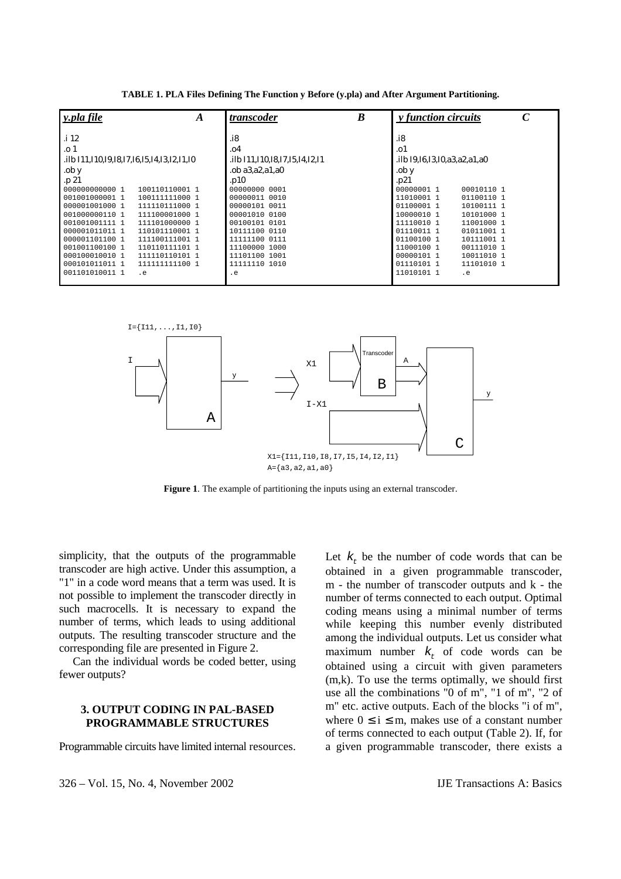**TABLE 1. PLA Files Defining The Function y Before (y.pla) and After Argument Partitioning.**

| *y.pla file* **A** | *transcoder* **B** | *y function circuits* **C** |
|---|---|---|
| <pre>.i 12<br>.o 1<br>.ilb I11,I10,I9,I8,I7,I6,I5,I4,I3,I2,I1,I0<br>.ob y<br>.p 21<br>000000000000 1   100110110001 1<br>001001000001 1   100111111000 1<br>000001001000 1   111110111000 1<br>001000000110 1   111100001000 1<br>001001001111 1   111101000000 1<br>000001011011 1   110101110001 1<br>000001101100 1   111100111001 1<br>001001100100 1   110110111101 1<br>000100010010 1   111110110101 1<br>000101011011 1   111111111100 1<br>001101010011 1   .e</pre> | <pre>.i8<br>.o4<br>.ilb I11,I10,I8,I7,I5,I4,I2,I1<br>.ob a3,a2,a1,a0<br>.p10<br>00000000 0001<br>00000011 0010<br>00000101 0011<br>00001010 0100<br>00100101 0101<br>10111100 0110<br>11111100 0111<br>11100000 1000<br>11101100 1001<br>11111110 1010<br>.e</pre> | <pre>.i8<br>.o1<br>.ilb I9,I6,I3,I0,a3,a2,a1,a0<br>.ob y<br>.p21<br>00000001 1   00010110 1<br>11010001 1   01100110 1<br>01100001 1   10100111 1<br>10000010 1   10101000 1<br>11110010 1   11001000 1<br>01110011 1   01011001 1<br>01100100 1   10111001 1<br>11000100 1   00111010 1<br>00000101 1   10011010 1<br>01110101 1   11101010 1<br>11010101 1   .e</pre> |

**Figure 1**. The example of partitioning the inputs using an external transcoder.

simplicity, that the outputs of the programmable transcoder are high active. Under this assumption, a "1" in a code word means that a term was used. It is not possible to implement the transcoder directly in such macrocells. It is necessary to expand the number of terms, which leads to using additional outputs. The resulting transcoder structure and the corresponding file are presented in Figure 2.

Can the individual words be coded better, using fewer outputs?

### 3. OUTPUT CODING IN PAL-BASED PROGRAMMABLE STRUCTURES

Programmable circuits have limited internal resources. Let $k_t$ be the number of code words that can be obtained in a given programmable transcoder, m - the number of transcoder outputs and k - the number of terms connected to each output. Optimal coding means using a minimal number of terms while keeping this number evenly distributed among the individual outputs. Let us consider what maximum number $k_t$ of code words can be obtained using a circuit with given parameters (m,k). To use the terms optimally, we should first use all the combinations "0 of m", "1 of m", "2 of m" etc. active outputs. Each of the blocks "i of m", where $0 \leq i \leq m$, makes use of a constant number of terms connected to each output (Table 2). If, for a given programmable transcoder, there exists a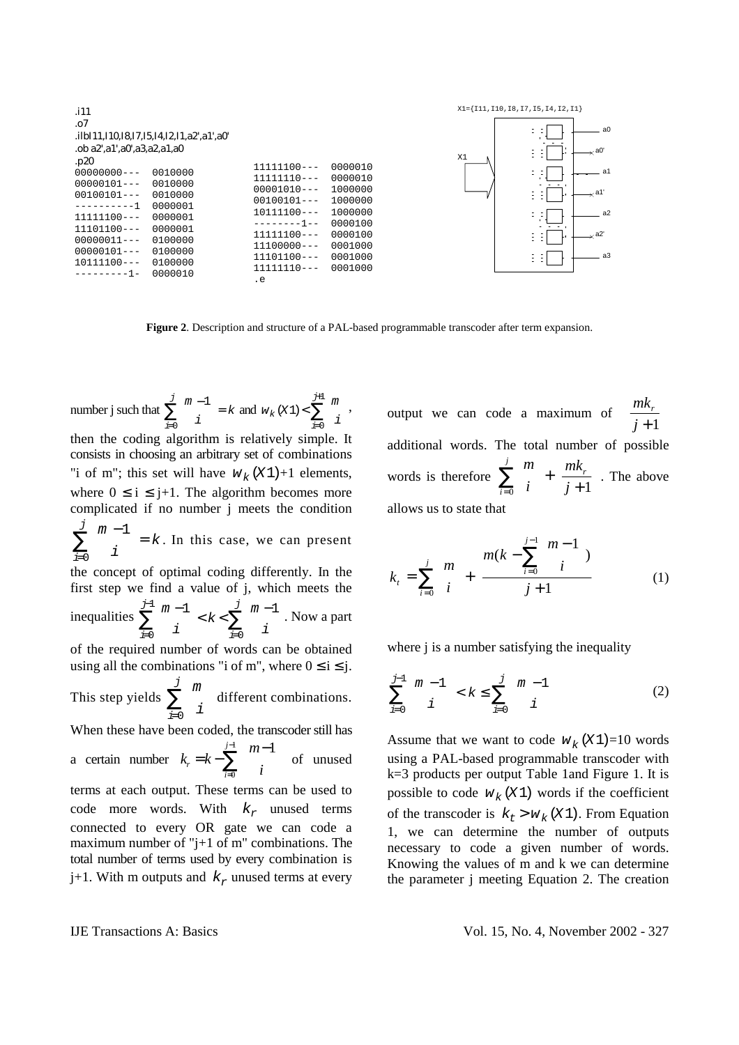```
.i11
.o7
.ilbl I11,I10,I8,I7,I5,I4,I2,I1,a2',a1',a0'
.ob a2',a1',a0',a3,a2,a1,a0
.p20
00000000---  0010000
00000101---  0010000
00100101---  0010000
----------1  0000001
11111100---  0000001
11101100---  0000001
00000011---  0100000
00000101---  0100000
10111100---  0100000
---------1-  0000010
11111100---  0000010
11111110---  0000010
00001010---  1000000
00100101---  1000000
10111100---  1000000
--------1--  0000100
11111100---  0000100
11100000---  0001000
11101100---  0001000
11111110---  0001000
.e
```

X1={I11,I10,I8,I7,I5,I4,I2,I1}

**Figure 2**. Description and structure of a PAL-based programmable transcoder after term expansion.

number j such that $\sum_{i=0}^{j} \binom{m-1}{i} = k$ and $w_k(X1) < \sum_{i=0}^{j+1} \binom{m}{i}$, then the coding algorithm is relatively simple. It consists in choosing an arbitrary set of combinations "i of m"; this set will have $w_k(X1)+1$ elements, where $0 \le i \le j+1$. The algorithm becomes more complicated if no number j meets the condition $\sum_{i=0}^{j} \binom{m-1}{i} = k$. In this case, we can present the concept of optimal coding differently. In the first step we find a value of j, which meets the inequalities $\sum_{i=0}^{j-1} \binom{m-1}{i} < k < \sum_{i=0}^{j} \binom{m-1}{i}$. Now a part of the required number of words can be obtained using all the combinations "i of m", where $0 \le i \le j$. This step yields $\sum_{i=0}^{j} \binom{m}{i}$ different combinations. When these have been coded, the transcoder still has a certain number $k_r = k - \sum_{i=0}^{j-1} \binom{m-1}{i}$ of unused terms at each output. These terms can be used to code more words. With $k_r$ unused terms connected to every OR gate we can code a maximum number of "j+1 of m" combinations. The total number of terms used by every combination is j+1. With m outputs and $k_r$ unused terms at every output we can code a maximum of $\frac{mk_r}{j+1}$ additional words. The total number of possible words is therefore $\sum_{i=0}^{j} \binom{m}{i} + \frac{mk_r}{j+1}$. The above allows us to state that

$$k_t = \sum_{i=0}^{j} \binom{m}{i} + \frac{m\left(k - \sum_{i=0}^{j-1} \binom{m-1}{i}\right)}{j+1} \qquad (1)$$

where j is a number satisfying the inequality

$$\sum_{i=0}^{j-1} \binom{m-1}{i} < k \le \sum_{i=0}^{j} \binom{m-1}{i} \qquad (2)$$

Assume that we want to code $w_k(X1)$=10 words using a PAL-based programmable transcoder with k=3 products per output Table 1and Figure 1. It is possible to code $w_k(X1)$ words if the coefficient of the transcoder is $k_t > w_k(X1)$. From Equation 1, we can determine the number of outputs necessary to code a given number of words. Knowing the values of m and k we can determine the parameter j meeting Equation 2. The creation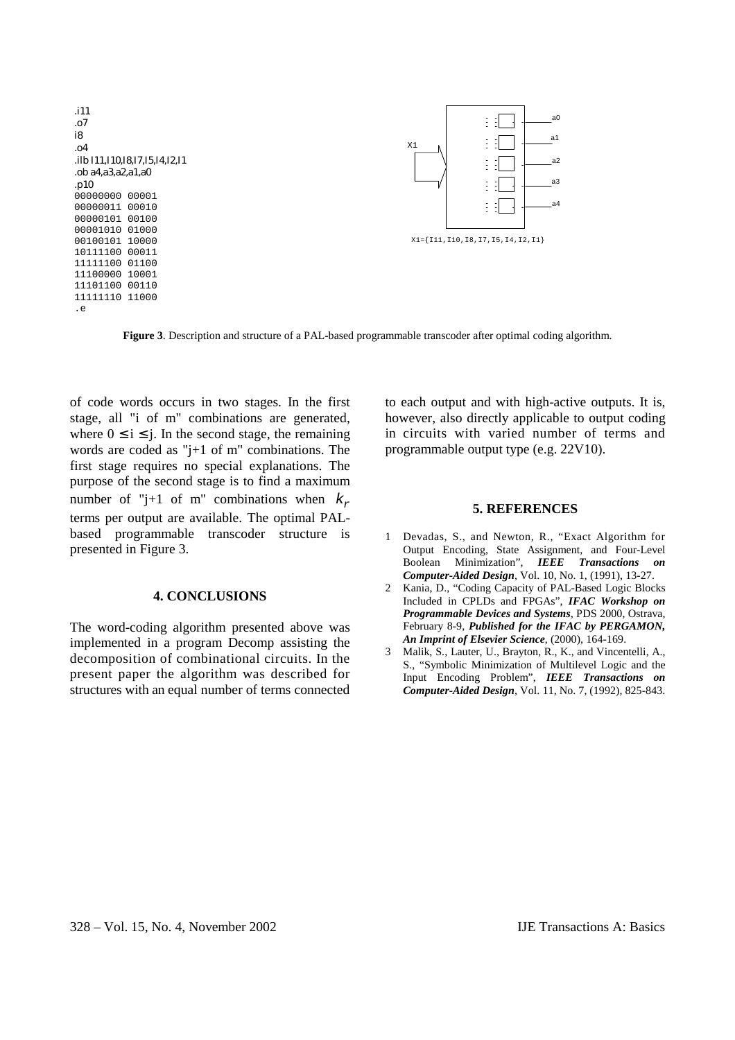```
.i11
.o7
i8
.o4
.ilb I11,I10,I8,I7,I5,I4,I2,I1
.ob a4,a3,a2,a1,a0
.p10
00000000 00001
00000011 00010
00000101 00100
00001010 01000
00100101 10000
10111100 00011
11111100 01100
11100000 10001
11101100 00110
11111110 11000
.e
```

X1

a0

a1

a2

a3

a4

X1={I11,I10,I8,I7,I5,I4,I2,I1}

**Figure 3**. Description and structure of a PAL-based programmable transcoder after optimal coding algorithm.

of code words occurs in two stages. In the first stage, all "i of m" combinations are generated, where $0 \leq i \leq j$. In the second stage, the remaining words are coded as "j+1 of m" combinations. The first stage requires no special explanations. The purpose of the second stage is to find a maximum number of "j+1 of m" combinations when $k_r$ terms per output are available. The optimal PAL-based programmable transcoder structure is presented in Figure 3.

## 4. CONCLUSIONS

The word-coding algorithm presented above was implemented in a program Decomp assisting the decomposition of combinational circuits. In the present paper the algorithm was described for structures with an equal number of terms connected to each output and with high-active outputs. It is, however, also directly applicable to output coding in circuits with varied number of terms and programmable output type (e.g. 22V10).

## 5. REFERENCES

1. Devadas, S., and Newton, R., "Exact Algorithm for Output Encoding, State Assignment, and Four-Level Boolean Minimization", ***IEEE Transactions on Computer-Aided Design***, Vol. 10, No. 1, (1991), 13-27.
2. Kania, D., "Coding Capacity of PAL-Based Logic Blocks Included in CPLDs and FPGAs", ***IFAC Workshop on Programmable Devices and Systems***, PDS 2000, Ostrava, February 8-9, ***Published for the IFAC by PERGAMON, An Imprint of Elsevier Science***, (2000), 164-169.
3. Malik, S., Lauter, U., Brayton, R., K., and Vincentelli, A., S., "Symbolic Minimization of Multilevel Logic and the Input Encoding Problem", ***IEEE Transactions on Computer-Aided Design***, Vol. 11, No. 7, (1992), 825-843.